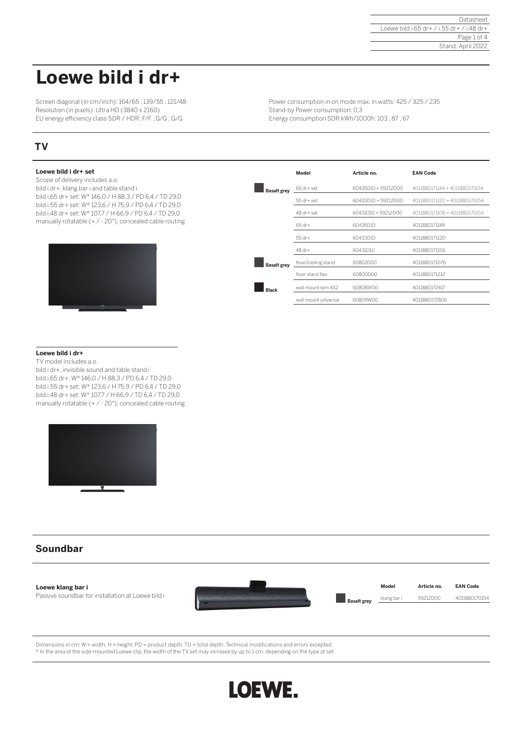# Loewe bild i dr+

Screen diagonal (in cm/inch): 164/65 , 139/55 , 121/48
Resolution (in pixels): Ultra HD (3840 x 2160)
EU energy efficiency class SDR / HDR: F/F , G/G , G/G

Power consumption in on mode max. in watts: 425 / 325 / 235
Stand-by Power consumption: 0,3
Energy consumption SDR kWh/1000h: 103 , 87 , 67

## TV

**Loewe bild i dr+ set**
Scope of delivery includes a.o.
bild i dr+, klang bar i and table stand i
bild i.65 dr+ set: W* 146,0 / H 88,3 / PD 6,4 / TD 29,0
bild i.55 dr+ set: W* 123,6 / H 75,9 / PD 6,4 / TD 29,0
bild i.48 dr+ set: W* 107,7 / H 66,9 / PD 6,4 / TD 29,0
manually rotatable (+ / - 20°), concealed cable routing

| | Model | Article no. | EAN Code |
|---|---|---|---|
| Basalt grey | 65 dr+ set | 60435D10 + 59212D00 | 4011880171144 + 4011880170154 |
| | 55 dr+ set | 60433D10 + 59212D00 | 4011880171120 + 4011880170154 |
| | 48 dr+ set | 60431D10 + 59212D00 | 4011880171106 + 4011880170154 |
| | 65 dr+ | 60435D10 | 4011880171144 |
| | 55 dr+ | 60433D10 | 4011880171120 |
| | 48 dr+ | 60431D10 | 4011880171106 |
| Basalt grey | floor2ceiling stand | 60802D00 | 4011880171076 |
| | floor stand flex | 60800D00 | 4011880171212 |
| Black | wall mount slim 432 | 60808W00 | 4011880172417 |
| | wall mount universal | 60809W00 | 4011880172806 |

**Loewe bild i dr+**
TV model includes a.o.
bild i dr+, invisible sound and table stand i
bild i.65 dr+: W* 146,0 / H 88,3 / PD 6,4 / TD 29,0
bild i.55 dr+ set: W* 123,6 / H 75,9 / PD 6,4 / TD 29,0
bild i.48 dr+ set: W* 107,7 / H 66,9 / TD 6,4 / TD 29,0
manually rotatable (+ / - 20°), concealed cable routing

## Soundbar

**Loewe klang bar i**
Passive soundbar for installation at Loewe bild i

| | Model | Article no. | EAN Code |
|---|---|---|---|
| Basalt grey | klang bar i | 59212D00 | 4011880170154 |

Dimensions in cm: W = width, H = height, PD = product depth, TD = total depth. Technical modifications and errors excepted.
* In the area of the side-mounted Loewe clip, the width of the TV set may increase by up to 1 cm, depending on the type of set.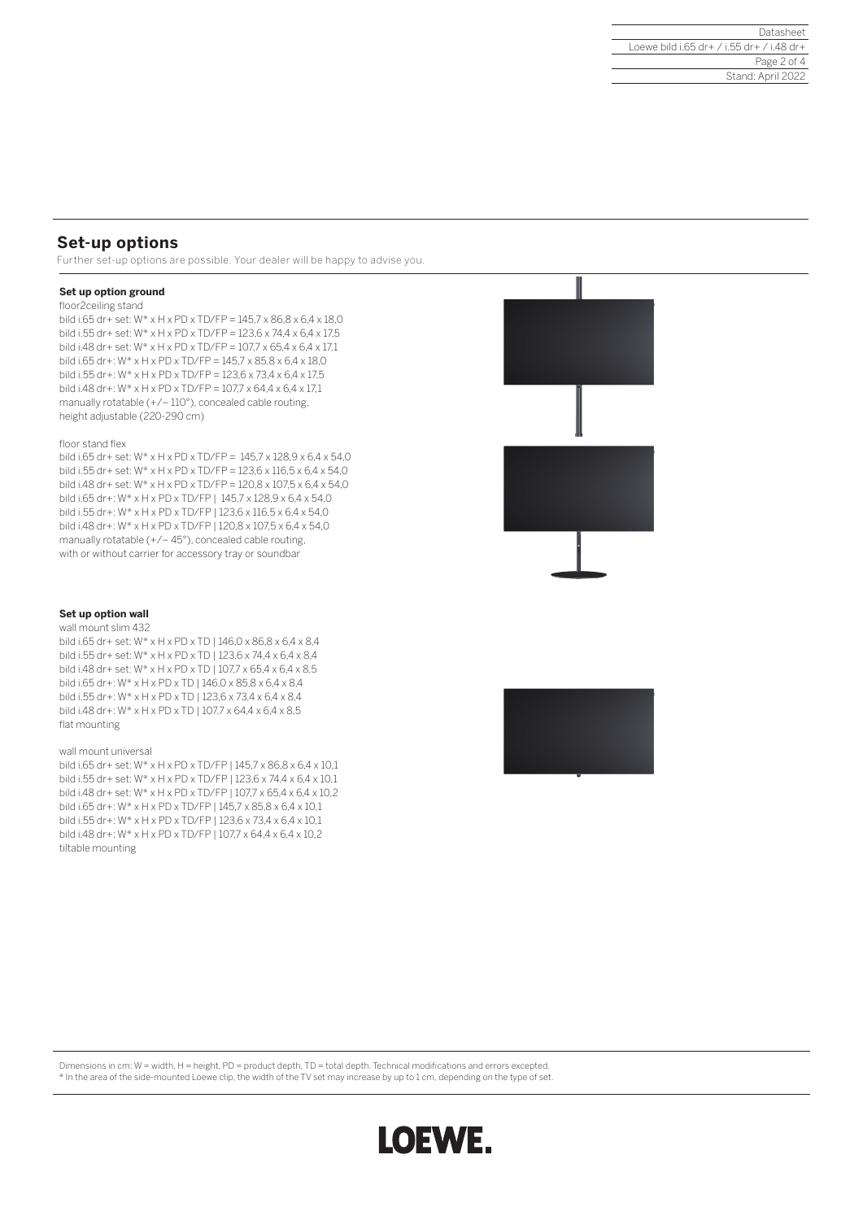## Set-up options

Further set-up options are possible. Your dealer will be happy to advise you.

**Set up option ground**

floor2ceiling stand

bild i.65 dr+ set: W* x H x PD x TD/FP = 145,7 x 86,8 x 6,4 x 18,0
bild i.55 dr+ set: W* x H x PD x TD/FP = 123,6 x 74,4 x 6,4 x 17,5
bild i.48 dr+ set: W* x H x PD x TD/FP = 107,7 x 65,4 x 6,4 x 17,1
bild i.65 dr+: W* x H x PD x TD/FP = 145,7 x 85,8 x 6,4 x 18,0
bild i.55 dr+: W* x H x PD x TD/FP = 123,6 x 73,4 x 6,4 x 17,5
bild i.48 dr+: W* x H x PD x TD/FP = 107,7 x 64,4 x 6,4 x 17,1
manually rotatable (+/− 110°), concealed cable routing,
height adjustable (220-290 cm)

floor stand flex

bild i.65 dr+ set: W* x H x PD x TD/FP = 145,7 x 128,9 x 6,4 x 54,0
bild i.55 dr+ set: W* x H x PD x TD/FP = 123,6 x 116,5 x 6,4 x 54,0
bild i.48 dr+ set: W* x H x PD x TD/FP = 120,8 x 107,5 x 6,4 x 54,0
bild i.65 dr+: W* x H x PD x TD/FP | 145,7 x 128,9 x 6,4 x 54,0
bild i.55 dr+: W* x H x PD x TD/FP | 123,6 x 116,5 x 6,4 x 54,0
bild i.48 dr+: W* x H x PD x TD/FP | 120,8 x 107,5 x 6,4 x 54,0
manually rotatable (+/− 45°), concealed cable routing,
with or without carrier for accessory tray or soundbar

**Set up option wall**

wall mount slim 432

bild i.65 dr+ set: W* x H x PD x TD | 146,0 x 86,8 x 6,4 x 8,4
bild i.55 dr+ set: W* x H x PD x TD | 123,6 x 74,4 x 6,4 x 8,4
bild i.48 dr+ set: W* x H x PD x TD | 107,7 x 65,4 x 6,4 x 8,5
bild i.65 dr+: W* x H x PD x TD | 146,0 x 85,8 x 6,4 x 8,4
bild i.55 dr+: W* x H x PD x TD | 123,6 x 73,4 x 6,4 x 8,4
bild i.48 dr+: W* x H x PD x TD | 107,7 x 64,4 x 6,4 x 8,5
flat mounting

wall mount universal

bild i.65 dr+ set: W* x H x PD x TD/FP | 145,7 x 86,8 x 6,4 x 10,1
bild i.55 dr+ set: W* x H x PD x TD/FP | 123,6 x 74,4 x 6,4 x 10,1
bild i.48 dr+ set: W* x H x PD x TD/FP | 107,7 x 65,4 x 6,4 x 10,2
bild i.65 dr+: W* x H x PD x TD/FP | 145,7 x 85,8 x 6,4 x 10,1
bild i.55 dr+: W* x H x PD x TD/FP | 123,6 x 73,4 x 6,4 x 10,1
bild i.48 dr+: W* x H x PD x TD/FP | 107,7 x 64,4 x 6,4 x 10,2
tiltable mounting

Dimensions in cm: W = width, H = height, PD = product depth, TD = total depth. Technical modifications and errors excepted.
* In the area of the side-mounted Loewe clip, the width of the TV set may increase by up to 1 cm, depending on the type of set.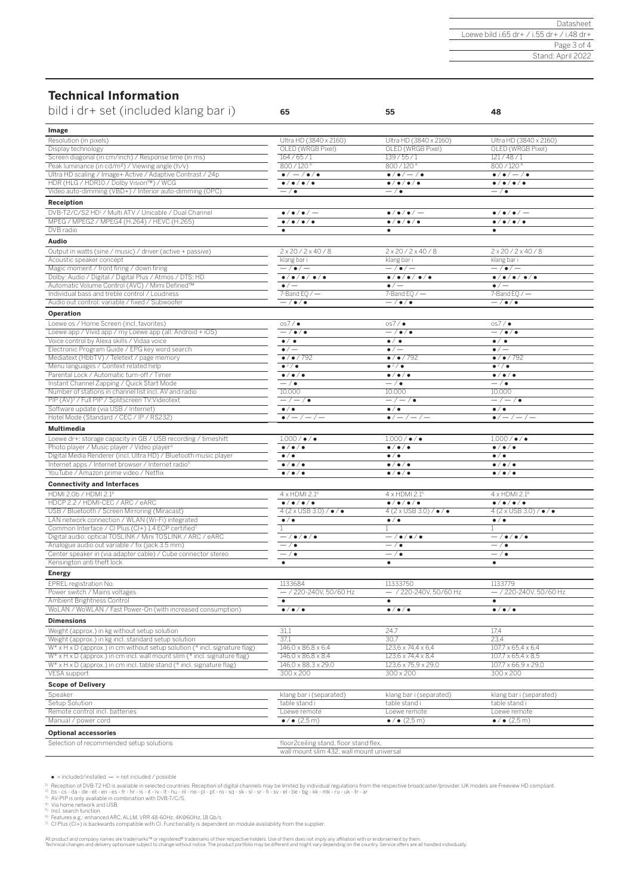# Technical Information

| bild i dr+ set (included klang bar i) | 65 | 55 | 48 |
|---|---|---|---|
| **Image** | | | |
| Resolution (in pixels) | Ultra HD (3840 x 2160) | Ultra HD (3840 x 2160) | Ultra HD (3840 x 2160) |
| Display technology | OLED (WRGB Pixel) | OLED (WRGB Pixel) | OLED (WRGB Pixel) |
| Screen diagonal (in cm/inch) / Response time (in ms) | 164 / 65 / 1 | 139 / 55 / 1 | 121 / 48 / 1 |
| Peak luminance (in cd/m²) / Viewing angle (h/v) | 800 / 120 ° | 800 / 120 ° | 800 / 120 ° |
| Ultra HD scaling / Image+ Active / Adaptive Contrast / 24p | ● / — / ● / ● | ● / ● / — / ● | ● / ● / — / ● |
| HDR (HLG / HDR10 / Dolby Vision™) / WCG | ● / ● / ● / ● | ● / ● / ● / ● | ● / ● / ● / ● |
| Video auto-dimming (VBD+) / Interior auto-dimming (OPC) | — / ● | — / ● | — / ● |
| **Receiption** | | | |
| DVB-T2/C/S2 HD[1] / Multi ATV / Unicable / Dual Channel | ● / ● / ● / — | ● / ● / ● / — | ● / ● / ● / — |
| MPEG / MPEG2 / MPEG4 (H.264) / HEVC (H.265) | ● / ● / ● / ● | ● / ● / ● / ● | ● / ● / ● / ● |
| DVB radio | ● | ● | ● |
| **Audio** | | | |
| Output in watts (sine / music) / driver (active + passive) | 2 x 20 / 2 x 40 / 8 | 2 x 20 / 2 x 40 / 8 | 2 x 20 / 2 x 40 / 8 |
| Acoustic speaker concept | klang bar i | klang bar i | klang bar i |
| Magic moment / front firing / down firing | — / ● / — | — / ● / — | — / ● / — |
| Dolby: Audio / Digital / Digital Plus / Atmos / DTS: HD | ● / ● / ● / ● / ● | ● / ● / ● / ● / ● | ● / ● / ● / ● / ● |
| Automatic Volume Control (AVC) / Mimi Defined™ | ● / — | ● / — | ● / — |
| Individual bass and treble control / Loudness | 7-Band EQ / — | 7-Band EQ / — | 7-Band EQ / — |
| Audio out control: variable / fixed / Subwoofer | — / ● / ● | — / ● / ● | — / ● / ● |
| **Operation** | | | |
| Loewe os / Home Screen (incl. favorites) | os7 / ● | os7 / ● | os7 / ● |
| Loewe app / Vivid app / my Loewe app (all: Android + iOS) | — / ● / ● | — / ● / ● | — / ● / ● |
| Voice control by Alexa skills / Vidaa voice | ● / ● | ● / ● | ● / ● |
| Electronic Program Guide / EPG key word search | ● / — | ● / — | ● / — |
| Mediatext (HbbTV) / Teletext / page memory | ● / ● / 792 | ● / ● / 792 | ● / ● / 792 |
| Menu languages / Context related help | ●[2] / ● | ●[2] / ● | ●[2] / ● |
| Parental Lock / Automatic turn-off / Timer | ● / ● / ● | ● / ● / ● | ● / ● / ● |
| Instant Channel Zapping / Quick Start Mode | — / ● | — / ● | — / ● |
| Number of stations in channel list incl. AV and radio | 10.000 | 10.000 | 10.000 |
| PIP (AV)[3] / Full PIP / Splitscreen TV:Videotext | — / — / ● | — / — / ● | — / — / ● |
| Software update (via USB / Internet) | ● / ● | ● / ● | ● / ● |
| Hotel Mode (Standard / CEC / IP / RS232) | ● / — / — / — | ● / — / — / — | ● / — / — / — |
| **Multimedia** | | | |
| Loewe dr+: storage capacity in GB / USB recording / timeshift | 1.000 / ● / ● | 1.000 / ● / ● | 1.000 / ● / ● |
| Photo player / Music player / Video player[4] | ● / ● / ● | ● / ● / ● | ● / ● / ● |
| Digital Media Renderer (incl. Ultra HD) / Bluetooth music player | ● / ● | ● / ● | ● / ● |
| Internet apps / Internet browser / Internet radio[5] | ● / ● / ● | ● / ● / ● | ● / ● / ● |
| YouTube / Amazon prime video / Netflix | ● / ● / ● | ● / ● / ● | ● / ● / ● |
| **Connectivity and Interfaces** | | | |
| HDMI 2.0b / HDMI 2.1[6] | 4 x HDMI 2.1[6] | 4 x HDMI 2.1[6] | 4 x HDMI 2.1[6] |
| HDCP 2.2 / HDMI-CEC / ARC / eARC | ● / ● / ● / ● | ● / ● / ● / ● | ● / ● / ● / ● |
| USB / Bluetooth / Screen Mirroring (Miracast) | 4 (2 x USB 3.0) / ● / ● | 4 (2 x USB 3.0) / ● / ● | 4 (2 x USB 3.0) / ● / ● |
| LAN network connection / WLAN (Wi-Fi) integrated | ● / ● | ● / ● | ● / ● |
| Common Interface / CI Plus (CI+) 1.4 ECP certified[7] | 1 | 1 | 1 |
| Digital audio: optical TOSLINK / Mini TOSLINK / ARC / eARC | — / ● / ● / ● | — / ● / ● / ● | — / ● / ● / ● |
| Analogue audio out variable / fix (jack 3.5 mm) | — / ● | — / ● | — / ● |
| Center speaker in (via adapter cable) / Cube connector stereo | — / ● | — / ● | — / ● |
| Kensington anti theft lock | ● | ● | ● |
| **Energy** | | | |
| EPREL registration No. | 1133684 | 11333750 | 1133779 |
| Power switch / Mains voltages | — / 220-240V, 50/60 Hz | — / 220-240V, 50/60 Hz | — / 220-240V, 50/60 Hz |
| Ambient Brightness Control | ● | ● | ● |
| WoLAN / WoWLAN / Fast Power-On (with increased consumption) | ● / ● / ● | ● / ● / ● | ● / ● / ● |
| **Dimensions** | | | |
| Weight (approx.) in kg without setup solution | 31,1 | 24,7 | 17,4 |
| Weight (approx.) in kg incl. standard setup solution | 37,1 | 30,7 | 23,4 |
| W* x H x D (approx.) in cm without setup solution (* incl. signature flag) | 146,0 x 86,8 x 6,4 | 123,6 x 74,4 x 6,4 | 107,7 x 65,4 x 6,4 |
| W* x H x D (approx.) in cm incl. wall mount slim (* incl. signature flag) | 146,0 x 86,8 x 8,4 | 123,6 x 74,4 x 8,4 | 107,7 x 65,4 x 8,5 |
| W* x H x D (approx.) in cm incl. table stand (* incl. signature flag) | 146,0 x 88,3 x 29,0 | 123,6 x 75,9 x 29,0 | 107,7 x 66,9 x 29,0 |
| VESA support | 300 x 200 | 300 x 200 | 300 x 200 |
| **Scope of Delivery** | | | |
| Speaker | klang bar i (separated) | klang bar i (separated) | klang bar i (separated) |
| Setup Solution | table stand i | table stand i | table stand i |
| Remote control incl. batteries | Loewe remote | Loewe remote | Loewe remote |
| Manual / power cord | ● / ● (2,5 m) | ● / ● (2,5 m) | ● / ● (2,5 m) |
| **Optional accessories** | | | |
| Selection of recommended setup solutions | floor2ceiling stand, floor stand flex, wall mount slim 432, wall mount universal | | |

● = included/installed — = not included / possible

1) Reception of DVB-T2 HD is available in selected countries. Reception of digital channels may be limited by individual regulations from the respective broadcaster/provider. UK models are Freeview HD compliant.
2) bs - cs - da - de - et - en - es - fr - hr - is - it - lv - lt - hu - nl - no - pl - pt - ro - sq - sk - sl - sr - fi - sv - el - be - bg - kk - mk - ru - uk - tr - ar
3) AV-PIP is only available in combination with DVB-T/C/S.
4) Via home network and USB.
5) Incl. search function.
6) Features e.g.: enhanced ARC, ALLM, VRR 48-60Hz, 4K@60Hz, 18 Gb/s
7) CI Plus (CI+) is backwards compatible with CI. Functionality is dependent on module availability from the supplier.

All product and company names are trademarks™ or registered® trademarks of their respective holders. Use of them does not imply any affiliation with or endorsement by them.
Technical changes and delivery optionsare subject to change without notice. The product portfolio may be different and might vary depending on the country. Service offers are all handled individually.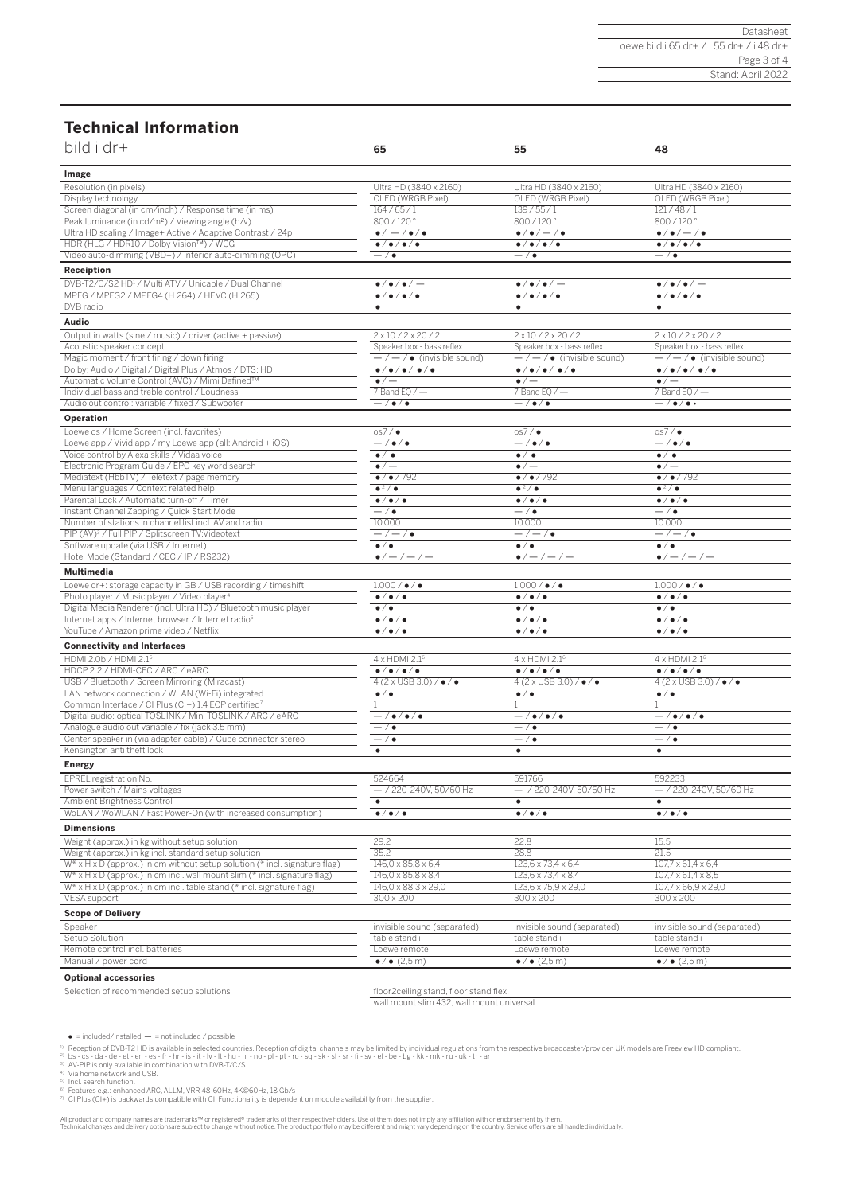## Technical Information

| bild i dr+ | 65 | 55 | 48 |
|---|---|---|---|
| **Image** | | | |
| Resolution (in pixels) | Ultra HD (3840 x 2160) | Ultra HD (3840 x 2160) | Ultra HD (3840 x 2160) |
| Display technology | OLED (WRGB Pixel) | OLED (WRGB Pixel) | OLED (WRGB Pixel) |
| Screen diagonal (in cm/inch) / Response time (in ms) | 164 / 65 / 1 | 139 / 55 / 1 | 121 / 48 / 1 |
| Peak luminance (in cd/m²) / Viewing angle (h/v) | 800 / 120 ° | 800 / 120 ° | 800 / 120 ° |
| Ultra HD scaling / Image+ Active / Adaptive Contrast / 24p | ● / — / ● / ● | ● / ● / — / ● | ● / ● / — / ● |
| HDR (HLG / HDR10 / Dolby Vision™) / WCG | ● / ● / ● / ● | ● / ● / ● / ● | ● / ● / ● / ● |
| Video auto-dimming (VBD+) / Interior auto-dimming (OPC) | — / ● | — / ● | — / ● |
| **Receiption** | | | |
| DVB-T2/C/S2 HD[1] / Multi ATV / Unicable / Dual Channel | ● / ● / ● / — | ● / ● / ● / — | ● / ● / ● / — |
| MPEG / MPEG2 / MPEG4 (H.264) / HEVC (H.265) | ● / ● / ● / ● | ● / ● / ● / ● | ● / ● / ● / ● |
| DVB radio | ● | ● | ● |
| **Audio** | | | |
| Output in watts (sine / music) / driver (active + passive) | 2 x 10 / 2 x 20 / 2 | 2 x 10 / 2 x 20 / 2 | 2 x 10 / 2 x 20 / 2 |
| Acoustic speaker concept | Speaker box - bass reflex | Speaker box - bass reflex | Speaker box - bass reflex |
| Magic moment / front firing / down firing | — / — / ● (invisible sound) | — / — / ● (invisible sound) | — / — / ● (invisible sound) |
| Dolby: Audio / Digital / Digital Plus / Atmos / DTS: HD | ● / ● / ● / ● / ● | ● / ● / ● / ● / ● | ● / ● / ● / ● / ● |
| Automatic Volume Control (AVC) / Mimi Defined™ | ● / — | ● / — | ● / — |
| Individual bass and treble control / Loudness | 7-Band EQ / — | 7-Band EQ / — | 7-Band EQ / — |
| Audio out control: variable / fixed / Subwoofer | — / ● / ● | — / ● / ● | — / ● / ● |
| **Operation** | | | |
| Loewe os / Home Screen (incl. favorites) | os7 / ● | os7 / ● | os7 / ● |
| Loewe app / Vivid app / my Loewe app (all: Android + iOS) | — / ● / ● | — / ● / ● | — / ● / ● |
| Voice control by Alexa skills / Vidaa voice | ● / ● | ● / ● | ● / ● |
| Electronic Program Guide / EPG key word search | ● / — | ● / — | ● / — |
| Mediatext (HbbTV) / Teletext / page memory | ● / ● / 792 | ● / ● / 792 | ● / ● / 792 |
| Menu languages / Context related help | ●[2] / ● | ●[2] / ● | ●[2] / ● |
| Parental Lock / Automatic turn-off / Timer | ● / ● / ● | ● / ● / ● | ● / ● / ● |
| Instant Channel Zapping / Quick Start Mode | — / ● | — / ● | — / ● |
| Number of stations in channel list incl. AV and radio | 10.000 | 10.000 | 10.000 |
| PIP (AV)[3] / Full PIP / Splitscreen TV:Videotext | — / — / ● | — / — / ● | — / — / ● |
| Software update (via USB / Internet) | ● / ● | ● / ● | ● / ● |
| Hotel Mode (Standard / CEC / IP / RS232) | ● / — / — / — | ● / — / — / — | ● / — / — / — |
| **Multimedia** | | | |
| Loewe dr+: storage capacity in GB / USB recording / timeshift | 1.000 / ● / ● | 1.000 / ● / ● | 1.000 / ● / ● |
| Photo player / Music player / Video player[4] | ● / ● / ● | ● / ● / ● | ● / ● / ● |
| Digital Media Renderer (incl. Ultra HD) / Bluetooth music player | ● / ● | ● / ● | ● / ● |
| Internet apps / Internet browser / Internet radio[5] | ● / ● / ● | ● / ● / ● | ● / ● / ● |
| YouTube / Amazon prime video / Netflix | ● / ● / ● | ● / ● / ● | ● / ● / ● |
| **Connectivity and Interfaces** | | | |
| HDMI 2.0b / HDMI 2.1[6] | 4 x HDMI 2.1[6] | 4 x HDMI 2.1[6] | 4 x HDMI 2.1[6] |
| HDCP 2.2 / HDMI-CEC / ARC / eARC | ● / ● / ● / ● | ● / ● / ● / ● | ● / ● / ● / ● |
| USB / Bluetooth / Screen Mirroring (Miracast) | 4 (2 x USB 3.0) / ● / ● | 4 (2 x USB 3.0) / ● / ● | 4 (2 x USB 3.0) / ● / ● |
| LAN network connection / WLAN (Wi-Fi) integrated | ● / ● | ● / ● | ● / ● |
| Common Interface / CI Plus (CI+) 1.4 ECP certified[7] | 1 | 1 | 1 |
| Digital audio: optical TOSLINK / Mini TOSLINK / ARC / eARC | — / ● / ● / ● | — / ● / ● / ● | — / ● / ● / ● |
| Analogue audio out variable / fix (jack 3.5 mm) | — / ● | — / ● | — / ● |
| Center speaker in (via adapter cable) / Cube connector stereo | — / ● | — / ● | — / ● |
| Kensington anti theft lock | ● | ● | ● |
| **Energy** | | | |
| EPREL registration No. | 524664 | 591766 | 592233 |
| Power switch / Mains voltages | — / 220-240V, 50/60 Hz | — / 220-240V, 50/60 Hz | — / 220-240V, 50/60 Hz |
| Ambient Brightness Control | ● | ● | ● |
| WoLAN / WoWLAN / Fast Power-On (with increased consumption) | ● / ● / ● | ● / ● / ● | ● / ● / ● |
| **Dimensions** | | | |
| Weight (approx.) in kg without setup solution | 29,2 | 22,8 | 15,5 |
| Weight (approx.) in kg incl. standard setup solution | 35,2 | 28,8 | 21,5 |
| W* x H x D (approx.) in cm without setup solution (* incl. signature flag) | 146,0 x 85,8 x 6,4 | 123,6 x 73,4 x 6,4 | 107,7 x 61,4 x 6,4 |
| W* x H x D (approx.) in cm incl. wall mount slim (* incl. signature flag) | 146,0 x 85,8 x 8,4 | 123,6 x 73,4 x 8,4 | 107,7 x 61,4 x 8,5 |
| W* x H x D (approx.) in cm incl. table stand (* incl. signature flag) | 146,0 x 88,3 x 29,0 | 123,6 x 75,9 x 29,0 | 107,7 x 66,9 x 29,0 |
| VESA support | 300 x 200 | 300 x 200 | 300 x 200 |
| **Scope of Delivery** | | | |
| Speaker | invisible sound (separated) | invisible sound (separated) | invisible sound (separated) |
| Setup Solution | table stand i | table stand i | table stand i |
| Remote control incl. batteries | Loewe remote | Loewe remote | Loewe remote |
| Manual / power cord | ● / ● (2,5 m) | ● / ● (2,5 m) | ● / ● (2,5 m) |
| **Optional accessories** | | | |
| Selection of recommended setup solutions | floor2ceiling stand, floor stand flex, wall mount slim 432, wall mount universal | | |

● = included/installed — = not included / possible

[1] Reception of DVB-T2 HD is available in selected countries. Reception of digital channels may be limited by individual regulations from the respective broadcaster/provider. UK models are Freeview HD compliant.
[2] bs - cs - da - de - et - en - es - fr - hr - is - it - lv - lt - hu - nl - no - pl - pt - ro - sq - sk - sl - sr - fi - sv - el - be - bg - kk - mk - ru - uk - tr - ar
[3] AV-PIP is only available in combination with DVB-T/C/S.
[4] Via home network and USB.
[5] Incl. search function.
[6] Features e.g.: enhanced ARC, ALLM, VRR 48-60Hz, 4K@60Hz, 18 Gb/s
[7] CI Plus (CI+) is backwards compatible with CI. Functionality is dependent on module availability from the supplier.

All product and company names are trademarks™ or registered® trademarks of their respective holders. Use of them does not imply any affiliation with or endorsement by them.
Technical changes and delivery optionsare subject to change without notice. The product portfolio may be different and might vary depending on the country. Service offers are all handled individually.